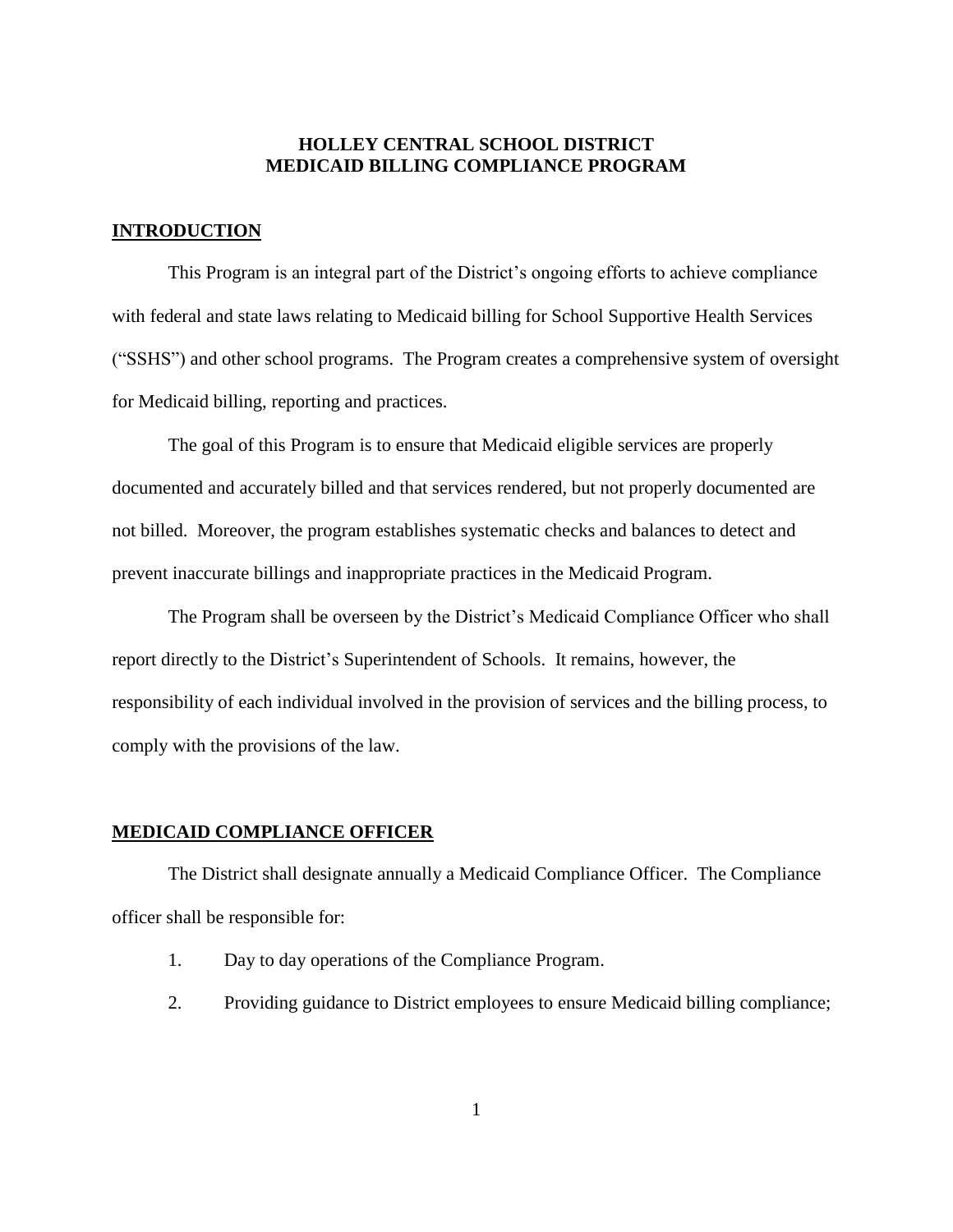# HOLLEY CENTRAL SCHOOL DISTRICT
# MEDICAID BILLING COMPLIANCE PROGRAM

## INTRODUCTION

This Program is an integral part of the District's ongoing efforts to achieve compliance with federal and state laws relating to Medicaid billing for School Supportive Health Services ("SSHS") and other school programs. The Program creates a comprehensive system of oversight for Medicaid billing, reporting and practices.

The goal of this Program is to ensure that Medicaid eligible services are properly documented and accurately billed and that services rendered, but not properly documented are not billed. Moreover, the program establishes systematic checks and balances to detect and prevent inaccurate billings and inappropriate practices in the Medicaid Program.

The Program shall be overseen by the District's Medicaid Compliance Officer who shall report directly to the District's Superintendent of Schools. It remains, however, the responsibility of each individual involved in the provision of services and the billing process, to comply with the provisions of the law.

## MEDICAID COMPLIANCE OFFICER

The District shall designate annually a Medicaid Compliance Officer. The Compliance officer shall be responsible for:

1. Day to day operations of the Compliance Program.
2. Providing guidance to District employees to ensure Medicaid billing compliance;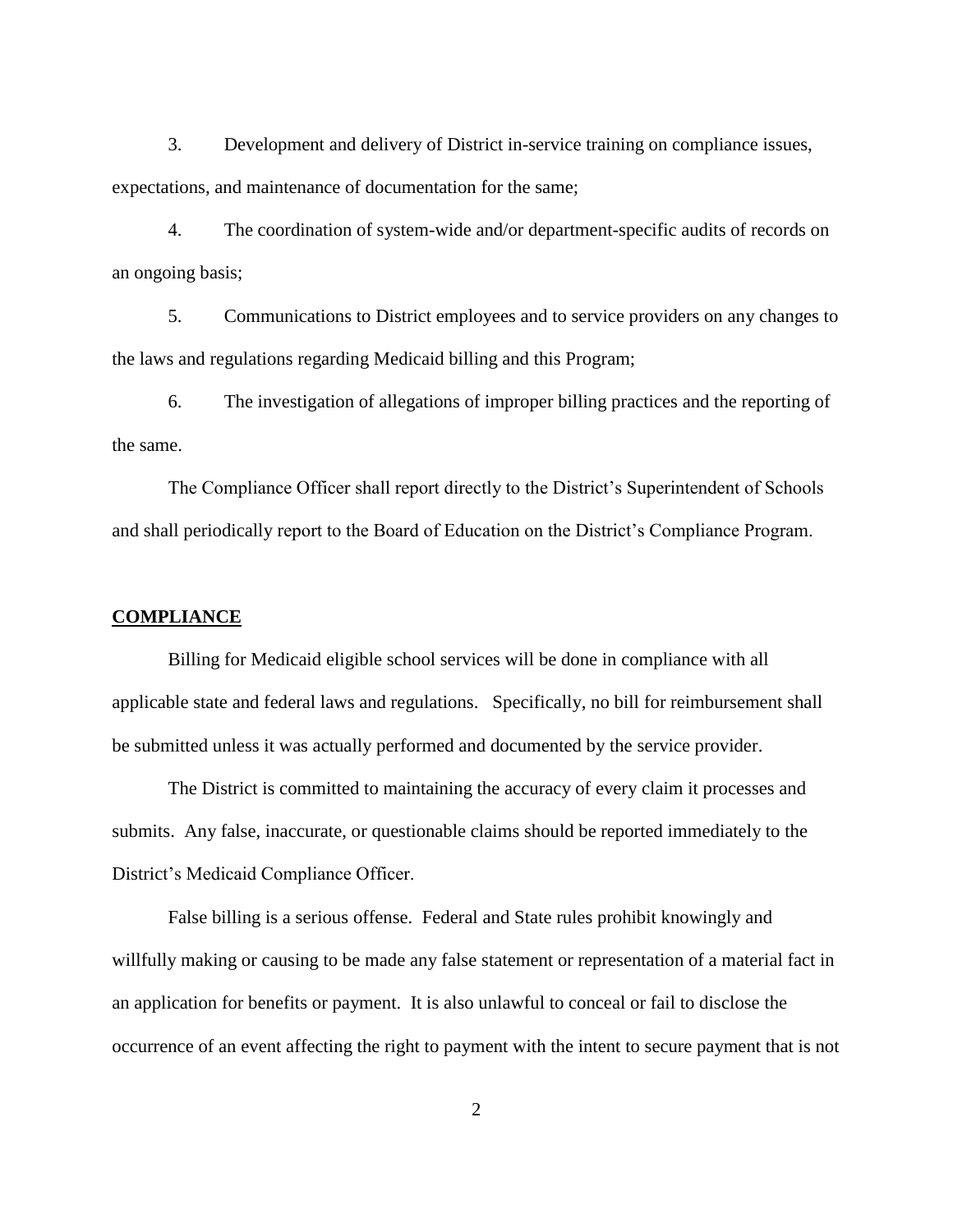3. Development and delivery of District in-service training on compliance issues, expectations, and maintenance of documentation for the same;

4. The coordination of system-wide and/or department-specific audits of records on an ongoing basis;

5. Communications to District employees and to service providers on any changes to the laws and regulations regarding Medicaid billing and this Program;

6. The investigation of allegations of improper billing practices and the reporting of the same.

The Compliance Officer shall report directly to the District's Superintendent of Schools and shall periodically report to the Board of Education on the District's Compliance Program.

## COMPLIANCE

Billing for Medicaid eligible school services will be done in compliance with all applicable state and federal laws and regulations. Specifically, no bill for reimbursement shall be submitted unless it was actually performed and documented by the service provider.

The District is committed to maintaining the accuracy of every claim it processes and submits. Any false, inaccurate, or questionable claims should be reported immediately to the District's Medicaid Compliance Officer.

False billing is a serious offense. Federal and State rules prohibit knowingly and willfully making or causing to be made any false statement or representation of a material fact in an application for benefits or payment. It is also unlawful to conceal or fail to disclose the occurrence of an event affecting the right to payment with the intent to secure payment that is not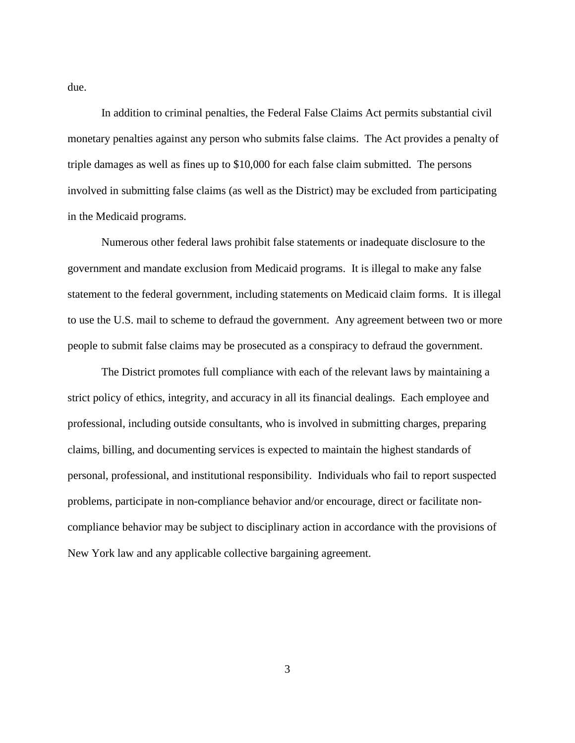due.

In addition to criminal penalties, the Federal False Claims Act permits substantial civil monetary penalties against any person who submits false claims. The Act provides a penalty of triple damages as well as fines up to $10,000 for each false claim submitted. The persons involved in submitting false claims (as well as the District) may be excluded from participating in the Medicaid programs.

Numerous other federal laws prohibit false statements or inadequate disclosure to the government and mandate exclusion from Medicaid programs. It is illegal to make any false statement to the federal government, including statements on Medicaid claim forms. It is illegal to use the U.S. mail to scheme to defraud the government. Any agreement between two or more people to submit false claims may be prosecuted as a conspiracy to defraud the government.

The District promotes full compliance with each of the relevant laws by maintaining a strict policy of ethics, integrity, and accuracy in all its financial dealings. Each employee and professional, including outside consultants, who is involved in submitting charges, preparing claims, billing, and documenting services is expected to maintain the highest standards of personal, professional, and institutional responsibility. Individuals who fail to report suspected problems, participate in non-compliance behavior and/or encourage, direct or facilitate non-compliance behavior may be subject to disciplinary action in accordance with the provisions of New York law and any applicable collective bargaining agreement.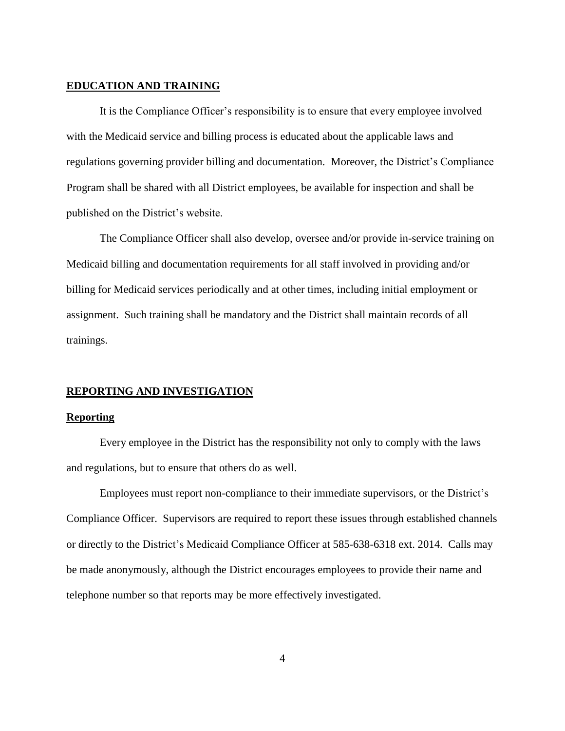## EDUCATION AND TRAINING

It is the Compliance Officer's responsibility is to ensure that every employee involved with the Medicaid service and billing process is educated about the applicable laws and regulations governing provider billing and documentation. Moreover, the District's Compliance Program shall be shared with all District employees, be available for inspection and shall be published on the District's website.

The Compliance Officer shall also develop, oversee and/or provide in-service training on Medicaid billing and documentation requirements for all staff involved in providing and/or billing for Medicaid services periodically and at other times, including initial employment or assignment. Such training shall be mandatory and the District shall maintain records of all trainings.

## REPORTING AND INVESTIGATION

### Reporting

Every employee in the District has the responsibility not only to comply with the laws and regulations, but to ensure that others do as well.

Employees must report non-compliance to their immediate supervisors, or the District's Compliance Officer. Supervisors are required to report these issues through established channels or directly to the District's Medicaid Compliance Officer at 585-638-6318 ext. 2014. Calls may be made anonymously, although the District encourages employees to provide their name and telephone number so that reports may be more effectively investigated.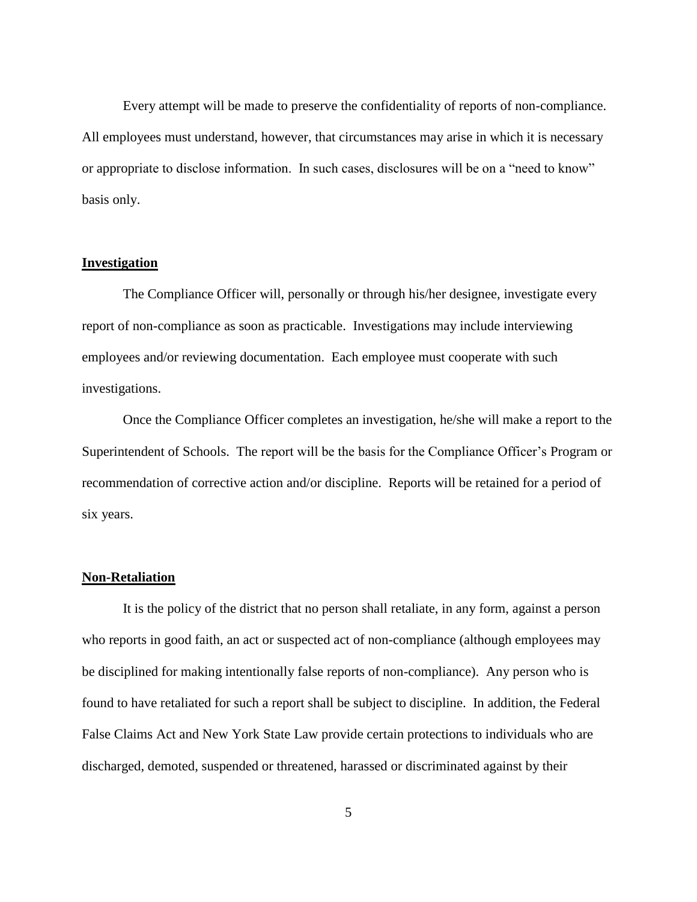Every attempt will be made to preserve the confidentiality of reports of non-compliance. All employees must understand, however, that circumstances may arise in which it is necessary or appropriate to disclose information. In such cases, disclosures will be on a "need to know" basis only.

**Investigation**

The Compliance Officer will, personally or through his/her designee, investigate every report of non-compliance as soon as practicable. Investigations may include interviewing employees and/or reviewing documentation. Each employee must cooperate with such investigations.

Once the Compliance Officer completes an investigation, he/she will make a report to the Superintendent of Schools. The report will be the basis for the Compliance Officer's Program or recommendation of corrective action and/or discipline. Reports will be retained for a period of six years.

**Non-Retaliation**

It is the policy of the district that no person shall retaliate, in any form, against a person who reports in good faith, an act or suspected act of non-compliance (although employees may be disciplined for making intentionally false reports of non-compliance). Any person who is found to have retaliated for such a report shall be subject to discipline. In addition, the Federal False Claims Act and New York State Law provide certain protections to individuals who are discharged, demoted, suspended or threatened, harassed or discriminated against by their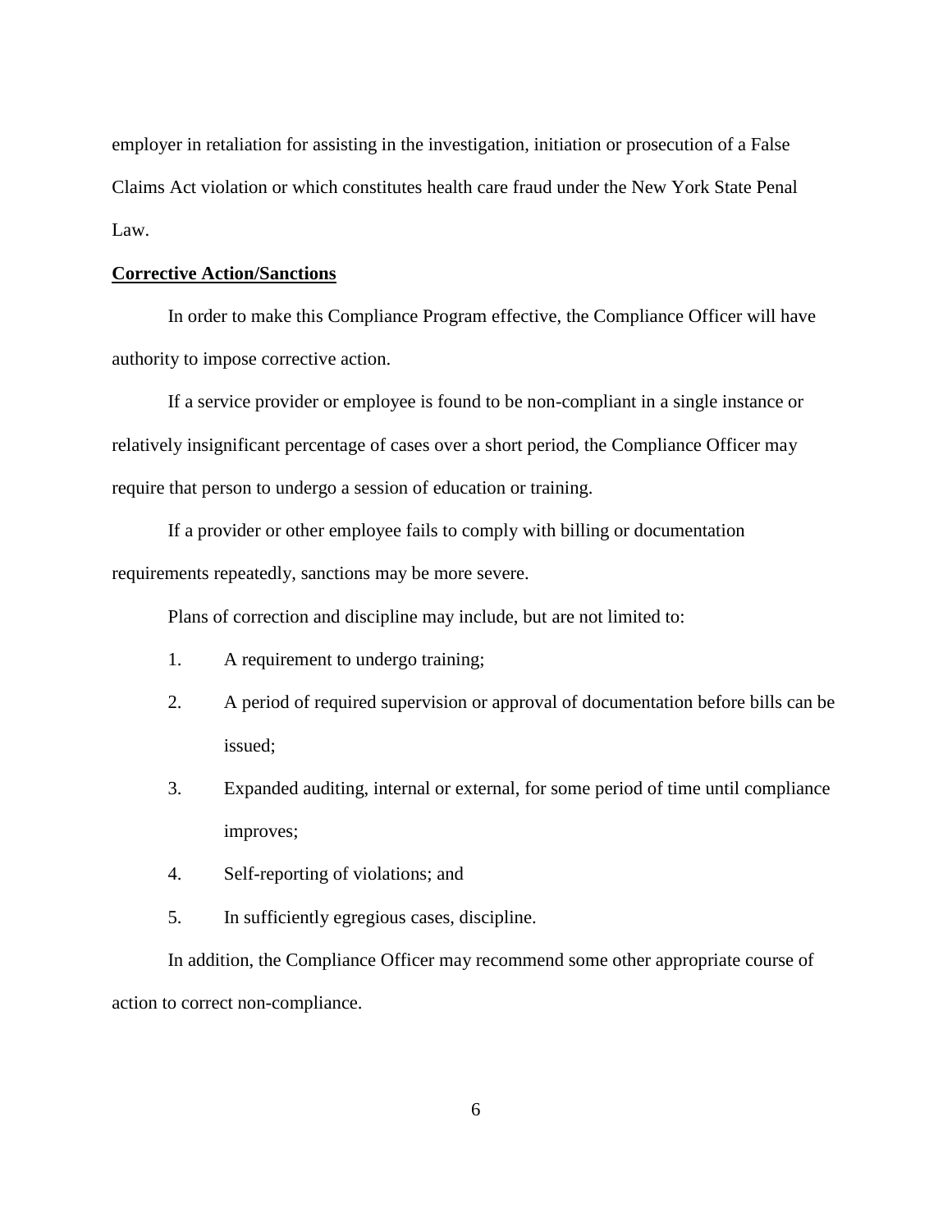employer in retaliation for assisting in the investigation, initiation or prosecution of a False Claims Act violation or which constitutes health care fraud under the New York State Penal Law.

**Corrective Action/Sanctions**

In order to make this Compliance Program effective, the Compliance Officer will have authority to impose corrective action.

If a service provider or employee is found to be non-compliant in a single instance or relatively insignificant percentage of cases over a short period, the Compliance Officer may require that person to undergo a session of education or training.

If a provider or other employee fails to comply with billing or documentation requirements repeatedly, sanctions may be more severe.

Plans of correction and discipline may include, but are not limited to:

1. A requirement to undergo training;
2. A period of required supervision or approval of documentation before bills can be issued;
3. Expanded auditing, internal or external, for some period of time until compliance improves;
4. Self-reporting of violations; and
5. In sufficiently egregious cases, discipline.

In addition, the Compliance Officer may recommend some other appropriate course of action to correct non-compliance.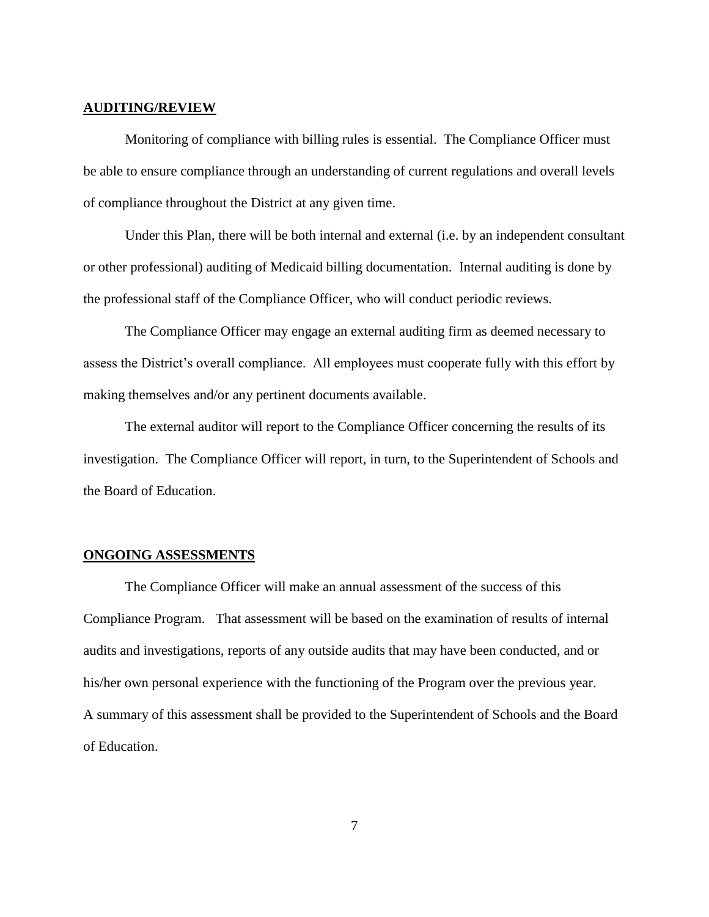**AUDITING/REVIEW**

Monitoring of compliance with billing rules is essential. The Compliance Officer must be able to ensure compliance through an understanding of current regulations and overall levels of compliance throughout the District at any given time.

Under this Plan, there will be both internal and external (i.e. by an independent consultant or other professional) auditing of Medicaid billing documentation. Internal auditing is done by the professional staff of the Compliance Officer, who will conduct periodic reviews.

The Compliance Officer may engage an external auditing firm as deemed necessary to assess the District's overall compliance. All employees must cooperate fully with this effort by making themselves and/or any pertinent documents available.

The external auditor will report to the Compliance Officer concerning the results of its investigation. The Compliance Officer will report, in turn, to the Superintendent of Schools and the Board of Education.

**ONGOING ASSESSMENTS**

The Compliance Officer will make an annual assessment of the success of this Compliance Program. That assessment will be based on the examination of results of internal audits and investigations, reports of any outside audits that may have been conducted, and or his/her own personal experience with the functioning of the Program over the previous year. A summary of this assessment shall be provided to the Superintendent of Schools and the Board of Education.